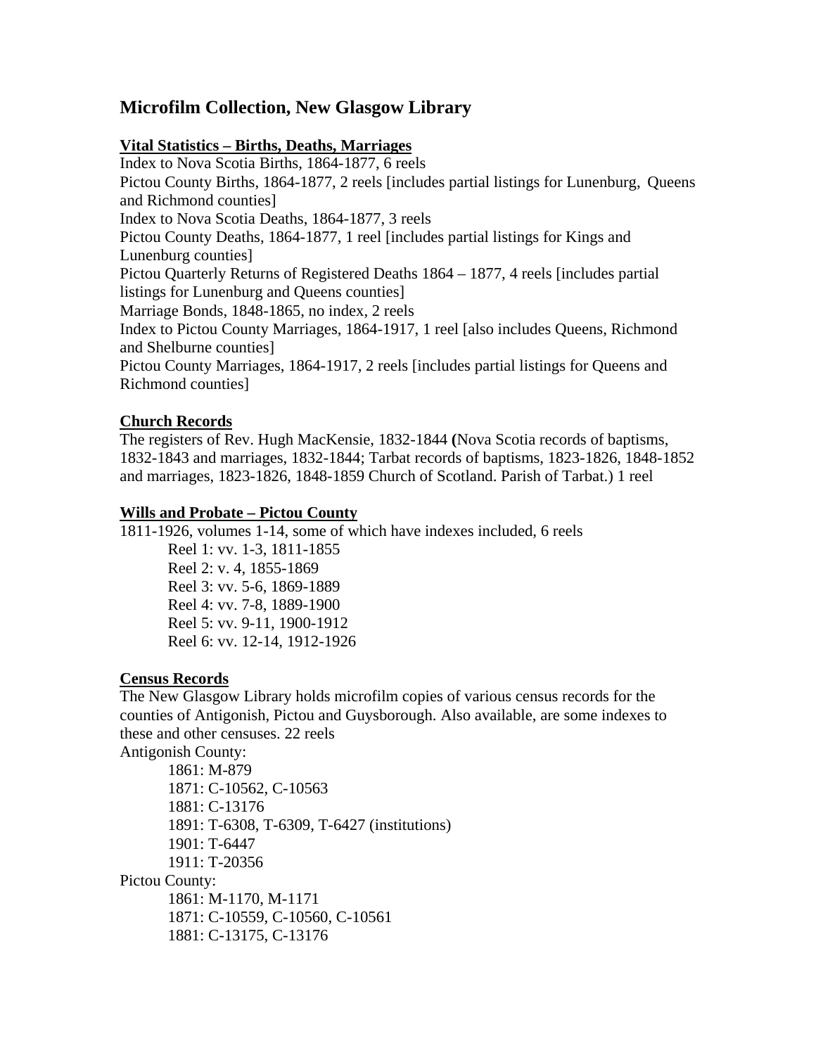# Microfilm Collection, New Glasgow Library

**Vital Statistics – Births, Deaths, Marriages**

Index to Nova Scotia Births, 1864-1877, 6 reels
Pictou County Births, 1864-1877, 2 reels [includes partial listings for Lunenburg, Queens and Richmond counties]
Index to Nova Scotia Deaths, 1864-1877, 3 reels
Pictou County Deaths, 1864-1877, 1 reel [includes partial listings for Kings and Lunenburg counties]
Pictou Quarterly Returns of Registered Deaths 1864 – 1877, 4 reels [includes partial listings for Lunenburg and Queens counties]
Marriage Bonds, 1848-1865, no index, 2 reels
Index to Pictou County Marriages, 1864-1917, 1 reel [also includes Queens, Richmond and Shelburne counties]
Pictou County Marriages, 1864-1917, 2 reels [includes partial listings for Queens and Richmond counties]

**Church Records**

The registers of Rev. Hugh MacKensie, 1832-1844 **(**Nova Scotia records of baptisms, 1832-1843 and marriages, 1832-1844; Tarbat records of baptisms, 1823-1826, 1848-1852 and marriages, 1823-1826, 1848-1859 Church of Scotland. Parish of Tarbat.) 1 reel

**Wills and Probate – Pictou County**

1811-1926, volumes 1-14, some of which have indexes included, 6 reels

- Reel 1: vv. 1-3, 1811-1855
- Reel 2: v. 4, 1855-1869
- Reel 3: vv. 5-6, 1869-1889
- Reel 4: vv. 7-8, 1889-1900
- Reel 5: vv. 9-11, 1900-1912
- Reel 6: vv. 12-14, 1912-1926

**Census Records**

The New Glasgow Library holds microfilm copies of various census records for the counties of Antigonish, Pictou and Guysborough. Also available, are some indexes to these and other censuses. 22 reels

Antigonish County:

- 1861: M-879
- 1871: C-10562, C-10563
- 1881: C-13176
- 1891: T-6308, T-6309, T-6427 (institutions)
- 1901: T-6447
- 1911: T-20356

Pictou County:

- 1861: M-1170, M-1171
- 1871: C-10559, C-10560, C-10561
- 1881: C-13175, C-13176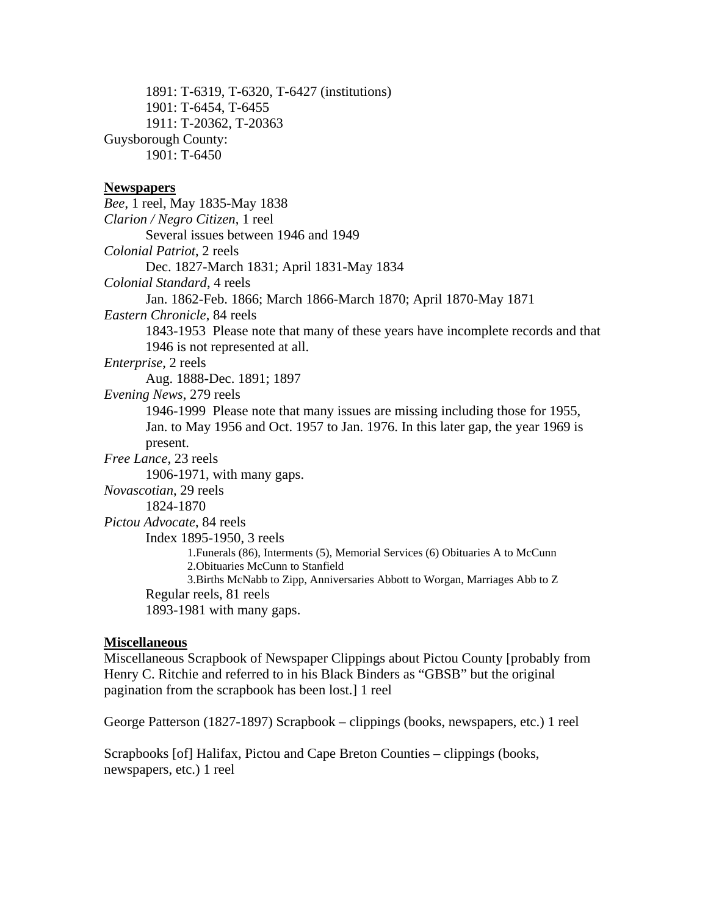1891: T-6319, T-6320, T-6427 (institutions)
1901: T-6454, T-6455
1911: T-20362, T-20363

Guysborough County:
1901: T-6450

**Newspapers**

*Bee*, 1 reel, May 1835-May 1838

*Clarion / Negro Citizen*, 1 reel
Several issues between 1946 and 1949

*Colonial Patriot*, 2 reels
Dec. 1827-March 1831; April 1831-May 1834

*Colonial Standard*, 4 reels
Jan. 1862-Feb. 1866; March 1866-March 1870; April 1870-May 1871

*Eastern Chronicle*, 84 reels
1843-1953 Please note that many of these years have incomplete records and that 1946 is not represented at all.

*Enterprise*, 2 reels
Aug. 1888-Dec. 1891; 1897

*Evening News*, 279 reels
1946-1999 Please note that many issues are missing including those for 1955, Jan. to May 1956 and Oct. 1957 to Jan. 1976. In this later gap, the year 1969 is present.

*Free Lance*, 23 reels
1906-1971, with many gaps.

*Novascotian*, 29 reels
1824-1870

*Pictou Advocate*, 84 reels
Index 1895-1950, 3 reels
1. Funerals (86), Interments (5), Memorial Services (6) Obituaries A to McCunn
2. Obituaries McCunn to Stanfield
3. Births McNabb to Zipp, Anniversaries Abbott to Worgan, Marriages Abb to Z

Regular reels, 81 reels
1893-1981 with many gaps.

**Miscellaneous**

Miscellaneous Scrapbook of Newspaper Clippings about Pictou County [probably from Henry C. Ritchie and referred to in his Black Binders as "GBSB" but the original pagination from the scrapbook has been lost.] 1 reel

George Patterson (1827-1897) Scrapbook – clippings (books, newspapers, etc.) 1 reel

Scrapbooks [of] Halifax, Pictou and Cape Breton Counties – clippings (books, newspapers, etc.) 1 reel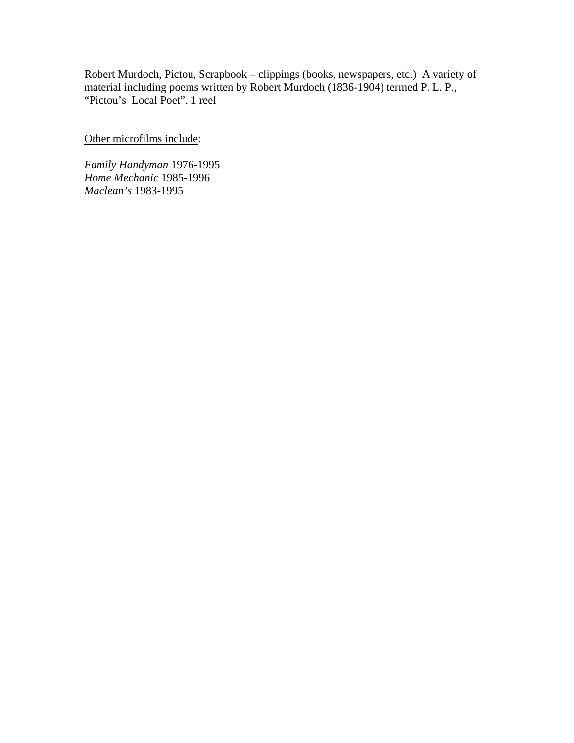Robert Murdoch, Pictou, Scrapbook – clippings (books, newspapers, etc.) A variety of material including poems written by Robert Murdoch (1836-1904) termed P. L. P., "Pictou's Local Poet". 1 reel

<u>Other microfilms include</u>:

*Family Handyman* 1976-1995
*Home Mechanic* 1985-1996
*Maclean's* 1983-1995